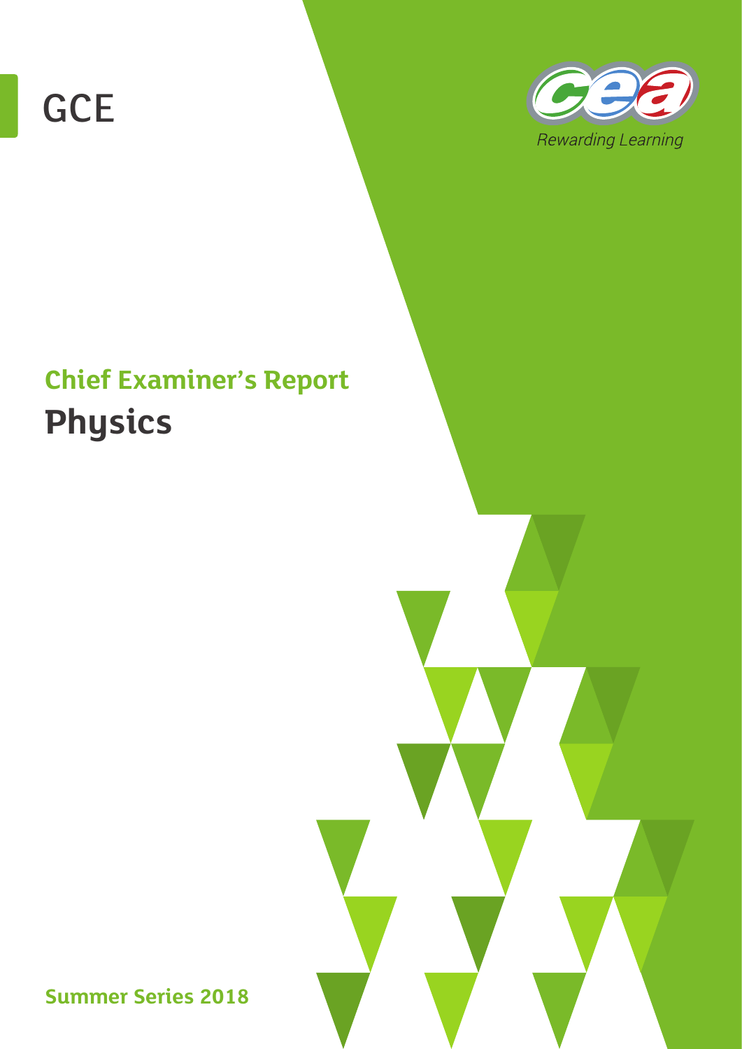# GCE

Rewarding Learning

## Chief Examiner's Report

# Physics

**Summer Series 2018**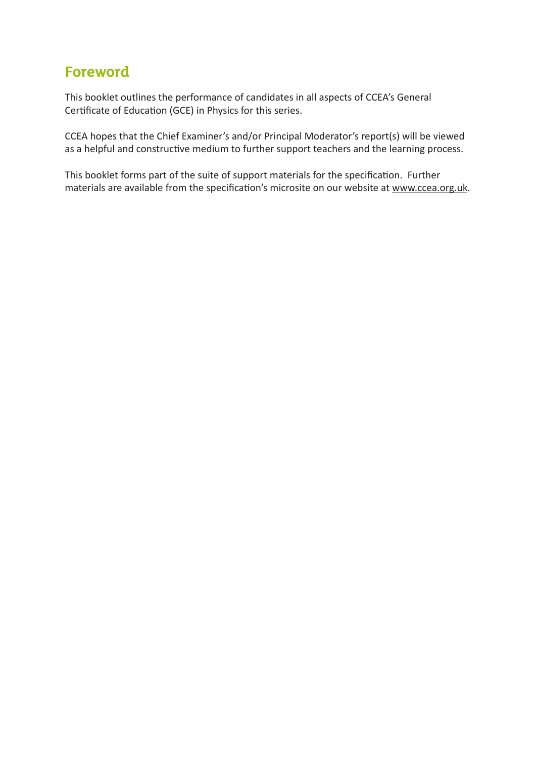# Foreword

This booklet outlines the performance of candidates in all aspects of CCEA's General Certificate of Education (GCE) in Physics for this series.

CCEA hopes that the Chief Examiner's and/or Principal Moderator's report(s) will be viewed as a helpful and constructive medium to further support teachers and the learning process.

This booklet forms part of the suite of support materials for the specification. Further materials are available from the specification's microsite on our website at www.ccea.org.uk.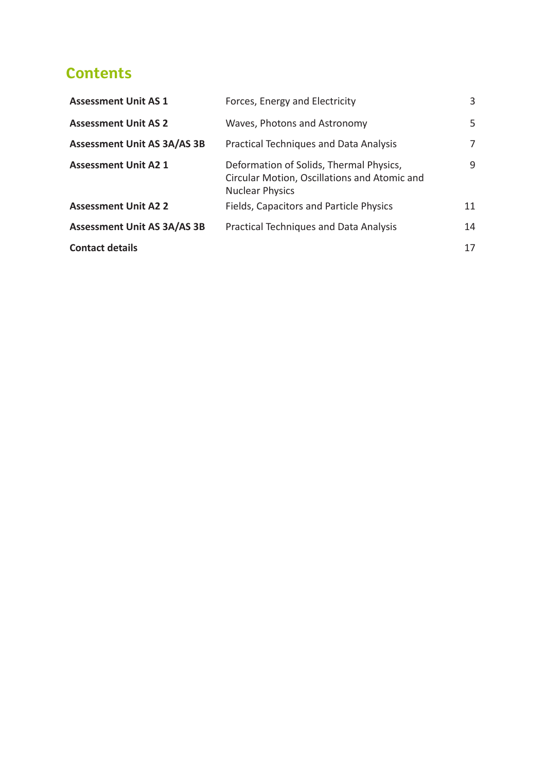# Contents

| | | |
|---|---|---|
| **Assessment Unit AS 1** | Forces, Energy and Electricity | 3 |
| **Assessment Unit AS 2** | Waves, Photons and Astronomy | 5 |
| **Assessment Unit AS 3A/AS 3B** | Practical Techniques and Data Analysis | 7 |
| **Assessment Unit A2 1** | Deformation of Solids, Thermal Physics, Circular Motion, Oscillations and Atomic and Nuclear Physics | 9 |
| **Assessment Unit A2 2** | Fields, Capacitors and Particle Physics | 11 |
| **Assessment Unit AS 3A/AS 3B** | Practical Techniques and Data Analysis | 14 |
| **Contact details** | | 17 |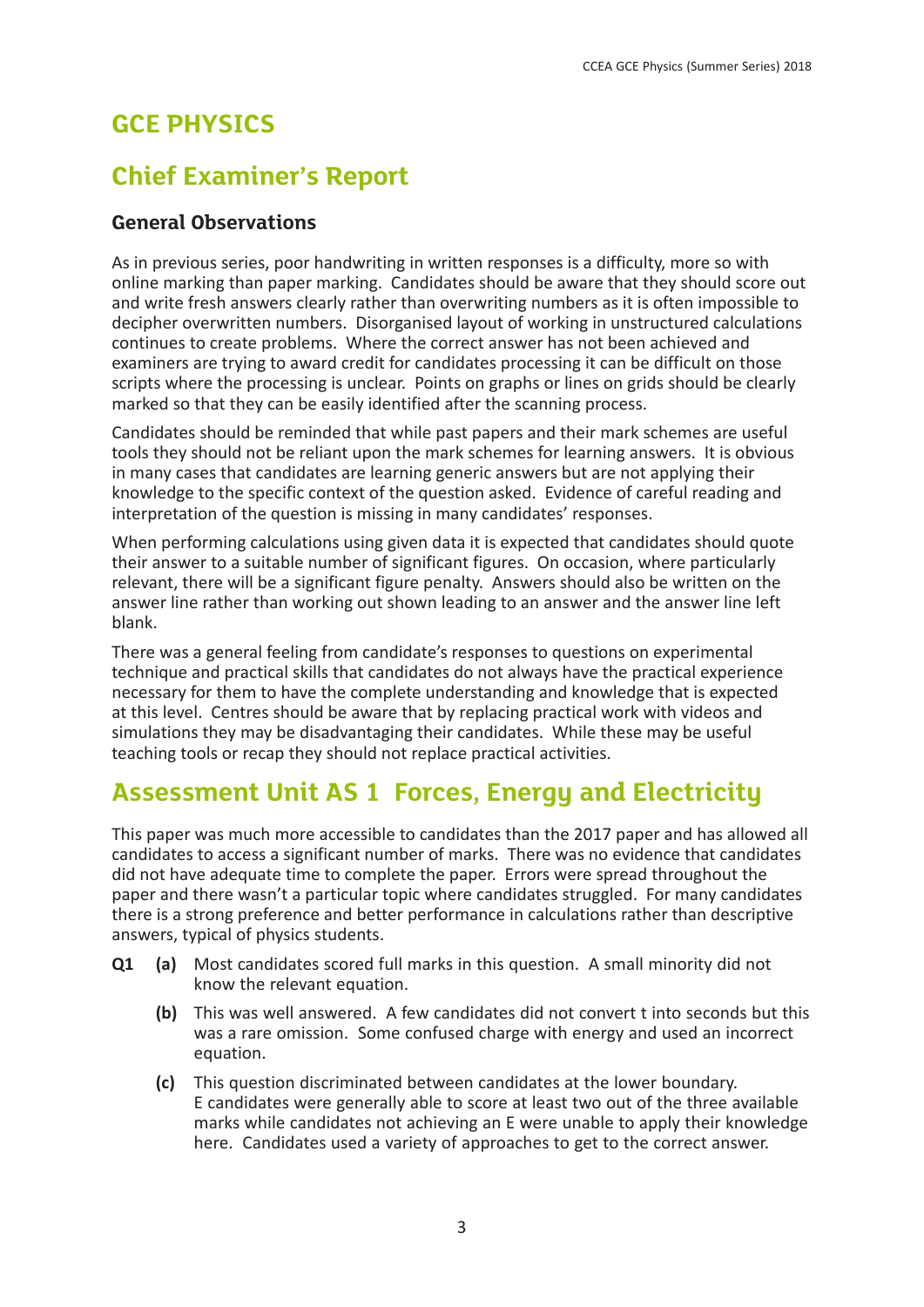# GCE PHYSICS

## Chief Examiner's Report

### General Observations

As in previous series, poor handwriting in written responses is a difficulty, more so with online marking than paper marking. Candidates should be aware that they should score out and write fresh answers clearly rather than overwriting numbers as it is often impossible to decipher overwritten numbers. Disorganised layout of working in unstructured calculations continues to create problems. Where the correct answer has not been achieved and examiners are trying to award credit for candidates processing it can be difficult on those scripts where the processing is unclear. Points on graphs or lines on grids should be clearly marked so that they can be easily identified after the scanning process.

Candidates should be reminded that while past papers and their mark schemes are useful tools they should not be reliant upon the mark schemes for learning answers. It is obvious in many cases that candidates are learning generic answers but are not applying their knowledge to the specific context of the question asked. Evidence of careful reading and interpretation of the question is missing in many candidates' responses.

When performing calculations using given data it is expected that candidates should quote their answer to a suitable number of significant figures. On occasion, where particularly relevant, there will be a significant figure penalty. Answers should also be written on the answer line rather than working out shown leading to an answer and the answer line left blank.

There was a general feeling from candidate's responses to questions on experimental technique and practical skills that candidates do not always have the practical experience necessary for them to have the complete understanding and knowledge that is expected at this level. Centres should be aware that by replacing practical work with videos and simulations they may be disadvantaging their candidates. While these may be useful teaching tools or recap they should not replace practical activities.

## Assessment Unit AS 1 Forces, Energy and Electricity

This paper was much more accessible to candidates than the 2017 paper and has allowed all candidates to access a significant number of marks. There was no evidence that candidates did not have adequate time to complete the paper. Errors were spread throughout the paper and there wasn't a particular topic where candidates struggled. For many candidates there is a strong preference and better performance in calculations rather than descriptive answers, typical of physics students.

**Q1** **(a)** Most candidates scored full marks in this question. A small minority did not know the relevant equation.

**(b)** This was well answered. A few candidates did not convert t into seconds but this was a rare omission. Some confused charge with energy and used an incorrect equation.

**(c)** This question discriminated between candidates at the lower boundary. E candidates were generally able to score at least two out of the three available marks while candidates not achieving an E were unable to apply their knowledge here. Candidates used a variety of approaches to get to the correct answer.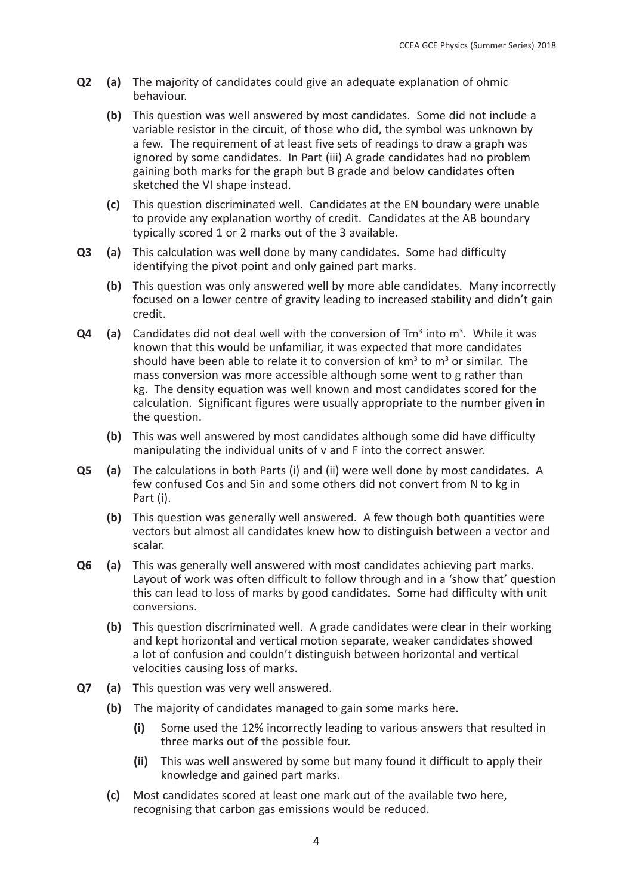**Q2** **(a)** The majority of candidates could give an adequate explanation of ohmic behaviour.

**(b)** This question was well answered by most candidates. Some did not include a variable resistor in the circuit, of those who did, the symbol was unknown by a few. The requirement of at least five sets of readings to draw a graph was ignored by some candidates. In Part (iii) A grade candidates had no problem gaining both marks for the graph but B grade and below candidates often sketched the VI shape instead.

**(c)** This question discriminated well. Candidates at the EN boundary were unable to provide any explanation worthy of credit. Candidates at the AB boundary typically scored 1 or 2 marks out of the 3 available.

**Q3** **(a)** This calculation was well done by many candidates. Some had difficulty identifying the pivot point and only gained part marks.

**(b)** This question was only answered well by more able candidates. Many incorrectly focused on a lower centre of gravity leading to increased stability and didn't gain credit.

**Q4** **(a)** Candidates did not deal well with the conversion of $Tm^3$ into $m^3$. While it was known that this would be unfamiliar, it was expected that more candidates should have been able to relate it to conversion of $km^3$ to $m^3$ or similar. The mass conversion was more accessible although some went to g rather than kg. The density equation was well known and most candidates scored for the calculation. Significant figures were usually appropriate to the number given in the question.

**(b)** This was well answered by most candidates although some did have difficulty manipulating the individual units of v and F into the correct answer.

**Q5** **(a)** The calculations in both Parts (i) and (ii) were well done by most candidates. A few confused Cos and Sin and some others did not convert from N to kg in Part (i).

**(b)** This question was generally well answered. A few though both quantities were vectors but almost all candidates knew how to distinguish between a vector and scalar.

**Q6** **(a)** This was generally well answered with most candidates achieving part marks. Layout of work was often difficult to follow through and in a 'show that' question this can lead to loss of marks by good candidates. Some had difficulty with unit conversions.

**(b)** This question discriminated well. A grade candidates were clear in their working and kept horizontal and vertical motion separate, weaker candidates showed a lot of confusion and couldn't distinguish between horizontal and vertical velocities causing loss of marks.

**Q7** **(a)** This question was very well answered.

**(b)** The majority of candidates managed to gain some marks here.

- **(i)** Some used the 12% incorrectly leading to various answers that resulted in three marks out of the possible four.
- **(ii)** This was well answered by some but many found it difficult to apply their knowledge and gained part marks.

**(c)** Most candidates scored at least one mark out of the available two here, recognising that carbon gas emissions would be reduced.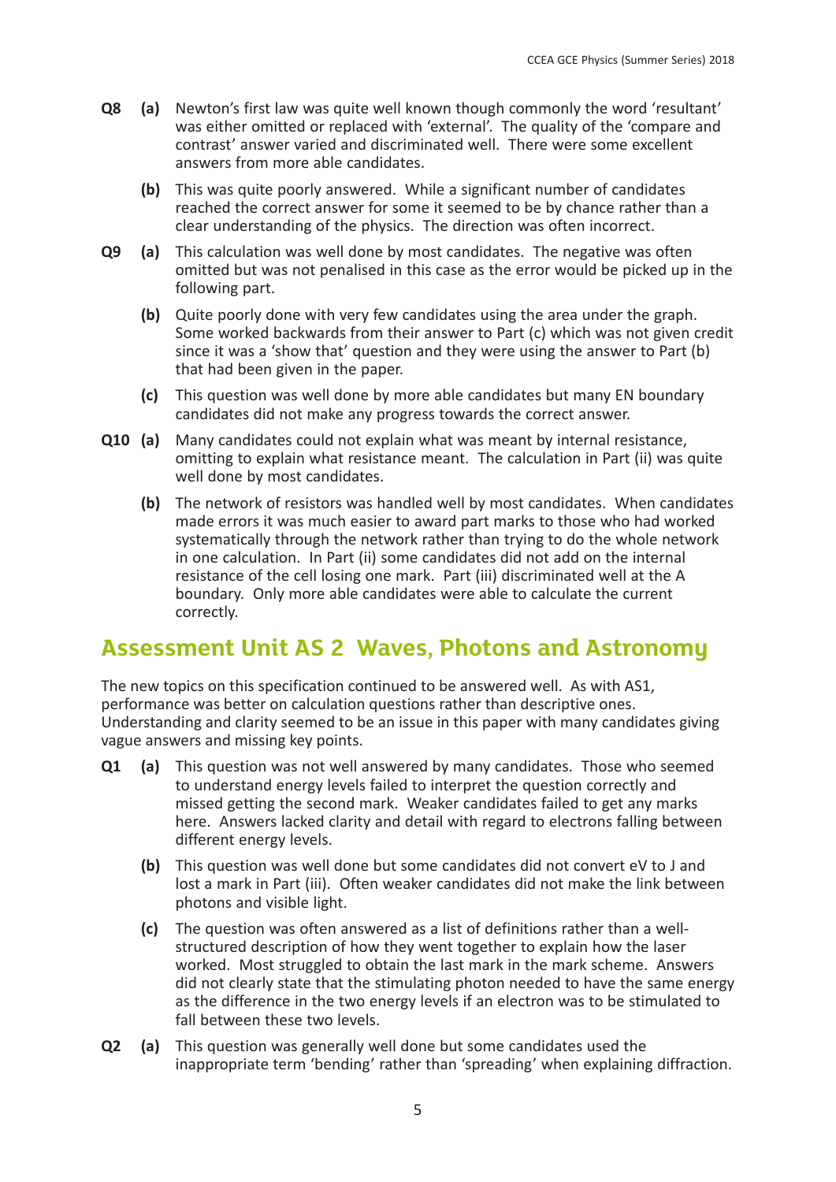**Q8** **(a)** Newton's first law was quite well known though commonly the word 'resultant' was either omitted or replaced with 'external'. The quality of the 'compare and contrast' answer varied and discriminated well. There were some excellent answers from more able candidates.

**(b)** This was quite poorly answered. While a significant number of candidates reached the correct answer for some it seemed to be by chance rather than a clear understanding of the physics. The direction was often incorrect.

**Q9** **(a)** This calculation was well done by most candidates. The negative was often omitted but was not penalised in this case as the error would be picked up in the following part.

**(b)** Quite poorly done with very few candidates using the area under the graph. Some worked backwards from their answer to Part (c) which was not given credit since it was a 'show that' question and they were using the answer to Part (b) that had been given in the paper.

**(c)** This question was well done by more able candidates but many EN boundary candidates did not make any progress towards the correct answer.

**Q10** **(a)** Many candidates could not explain what was meant by internal resistance, omitting to explain what resistance meant. The calculation in Part (ii) was quite well done by most candidates.

**(b)** The network of resistors was handled well by most candidates. When candidates made errors it was much easier to award part marks to those who had worked systematically through the network rather than trying to do the whole network in one calculation. In Part (ii) some candidates did not add on the internal resistance of the cell losing one mark. Part (iii) discriminated well at the A boundary. Only more able candidates were able to calculate the current correctly.

## Assessment Unit AS 2 Waves, Photons and Astronomy

The new topics on this specification continued to be answered well. As with AS1, performance was better on calculation questions rather than descriptive ones. Understanding and clarity seemed to be an issue in this paper with many candidates giving vague answers and missing key points.

**Q1** **(a)** This question was not well answered by many candidates. Those who seemed to understand energy levels failed to interpret the question correctly and missed getting the second mark. Weaker candidates failed to get any marks here. Answers lacked clarity and detail with regard to electrons falling between different energy levels.

**(b)** This question was well done but some candidates did not convert eV to J and lost a mark in Part (iii). Often weaker candidates did not make the link between photons and visible light.

**(c)** The question was often answered as a list of definitions rather than a well-structured description of how they went together to explain how the laser worked. Most struggled to obtain the last mark in the mark scheme. Answers did not clearly state that the stimulating photon needed to have the same energy as the difference in the two energy levels if an electron was to be stimulated to fall between these two levels.

**Q2** **(a)** This question was generally well done but some candidates used the inappropriate term 'bending' rather than 'spreading' when explaining diffraction.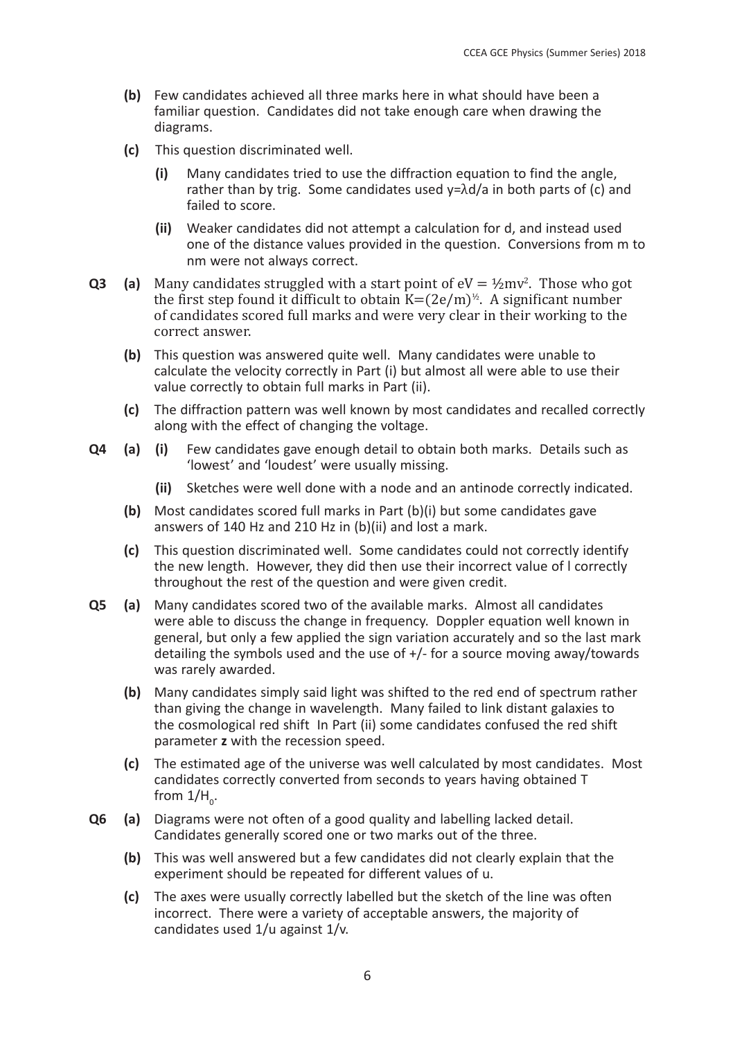- **(b)** Few candidates achieved all three marks here in what should have been a familiar question. Candidates did not take enough care when drawing the diagrams.
- **(c)** This question discriminated well.
  - **(i)** Many candidates tried to use the diffraction equation to find the angle, rather than by trig. Some candidates used $y=\lambda d/a$ in both parts of (c) and failed to score.
  - **(ii)** Weaker candidates did not attempt a calculation for d, and instead used one of the distance values provided in the question. Conversions from m to nm were not always correct.

**Q3**

- **(a)** Many candidates struggled with a start point of $eV = \frac{1}{2}mv^2$. Those who got the first step found it difficult to obtain $K=(2e/m)^{\frac{1}{2}}$. A significant number of candidates scored full marks and were very clear in their working to the correct answer.
- **(b)** This question was answered quite well. Many candidates were unable to calculate the velocity correctly in Part (i) but almost all were able to use their value correctly to obtain full marks in Part (ii).
- **(c)** The diffraction pattern was well known by most candidates and recalled correctly along with the effect of changing the voltage.

**Q4**

- **(a)**
  - **(i)** Few candidates gave enough detail to obtain both marks. Details such as 'lowest' and 'loudest' were usually missing.
  - **(ii)** Sketches were well done with a node and an antinode correctly indicated.
- **(b)** Most candidates scored full marks in Part (b)(i) but some candidates gave answers of 140 Hz and 210 Hz in (b)(ii) and lost a mark.
- **(c)** This question discriminated well. Some candidates could not correctly identify the new length. However, they did then use their incorrect value of l correctly throughout the rest of the question and were given credit.

**Q5**

- **(a)** Many candidates scored two of the available marks. Almost all candidates were able to discuss the change in frequency. Doppler equation well known in general, but only a few applied the sign variation accurately and so the last mark detailing the symbols used and the use of +/- for a source moving away/towards was rarely awarded.
- **(b)** Many candidates simply said light was shifted to the red end of spectrum rather than giving the change in wavelength. Many failed to link distant galaxies to the cosmological red shift In Part (ii) some candidates confused the red shift parameter **z** with the recession speed.
- **(c)** The estimated age of the universe was well calculated by most candidates. Most candidates correctly converted from seconds to years having obtained T from $1/H_0$.

**Q6**

- **(a)** Diagrams were not often of a good quality and labelling lacked detail. Candidates generally scored one or two marks out of the three.
- **(b)** This was well answered but a few candidates did not clearly explain that the experiment should be repeated for different values of u.
- **(c)** The axes were usually correctly labelled but the sketch of the line was often incorrect. There were a variety of acceptable answers, the majority of candidates used 1/u against 1/v.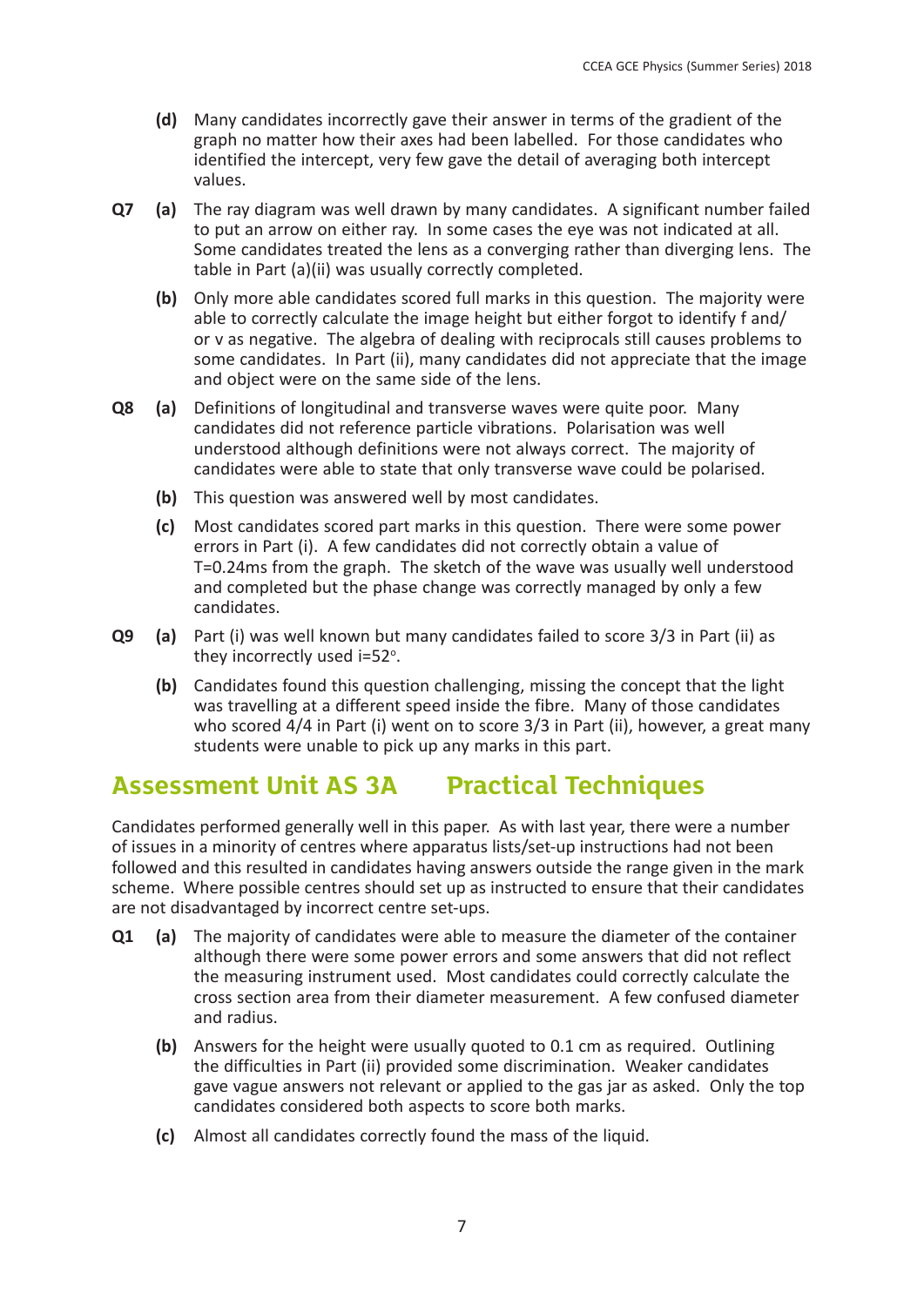**(d)** Many candidates incorrectly gave their answer in terms of the gradient of the graph no matter how their axes had been labelled. For those candidates who identified the intercept, very few gave the detail of averaging both intercept values.

**Q7** **(a)** The ray diagram was well drawn by many candidates. A significant number failed to put an arrow on either ray. In some cases the eye was not indicated at all. Some candidates treated the lens as a converging rather than diverging lens. The table in Part (a)(ii) was usually correctly completed.

**(b)** Only more able candidates scored full marks in this question. The majority were able to correctly calculate the image height but either forgot to identify f and/or v as negative. The algebra of dealing with reciprocals still causes problems to some candidates. In Part (ii), many candidates did not appreciate that the image and object were on the same side of the lens.

**Q8** **(a)** Definitions of longitudinal and transverse waves were quite poor. Many candidates did not reference particle vibrations. Polarisation was well understood although definitions were not always correct. The majority of candidates were able to state that only transverse wave could be polarised.

**(b)** This question was answered well by most candidates.

**(c)** Most candidates scored part marks in this question. There were some power errors in Part (i). A few candidates did not correctly obtain a value of T=0.24ms from the graph. The sketch of the wave was usually well understood and completed but the phase change was correctly managed by only a few candidates.

**Q9** **(a)** Part (i) was well known but many candidates failed to score 3/3 in Part (ii) as they incorrectly used $i=52^\circ$.

**(b)** Candidates found this question challenging, missing the concept that the light was travelling at a different speed inside the fibre. Many of those candidates who scored 4/4 in Part (i) went on to score 3/3 in Part (ii), however, a great many students were unable to pick up any marks in this part.

## Assessment Unit AS 3A Practical Techniques

Candidates performed generally well in this paper. As with last year, there were a number of issues in a minority of centres where apparatus lists/set-up instructions had not been followed and this resulted in candidates having answers outside the range given in the mark scheme. Where possible centres should set up as instructed to ensure that their candidates are not disadvantaged by incorrect centre set-ups.

**Q1** **(a)** The majority of candidates were able to measure the diameter of the container although there were some power errors and some answers that did not reflect the measuring instrument used. Most candidates could correctly calculate the cross section area from their diameter measurement. A few confused diameter and radius.

**(b)** Answers for the height were usually quoted to 0.1 cm as required. Outlining the difficulties in Part (ii) provided some discrimination. Weaker candidates gave vague answers not relevant or applied to the gas jar as asked. Only the top candidates considered both aspects to score both marks.

**(c)** Almost all candidates correctly found the mass of the liquid.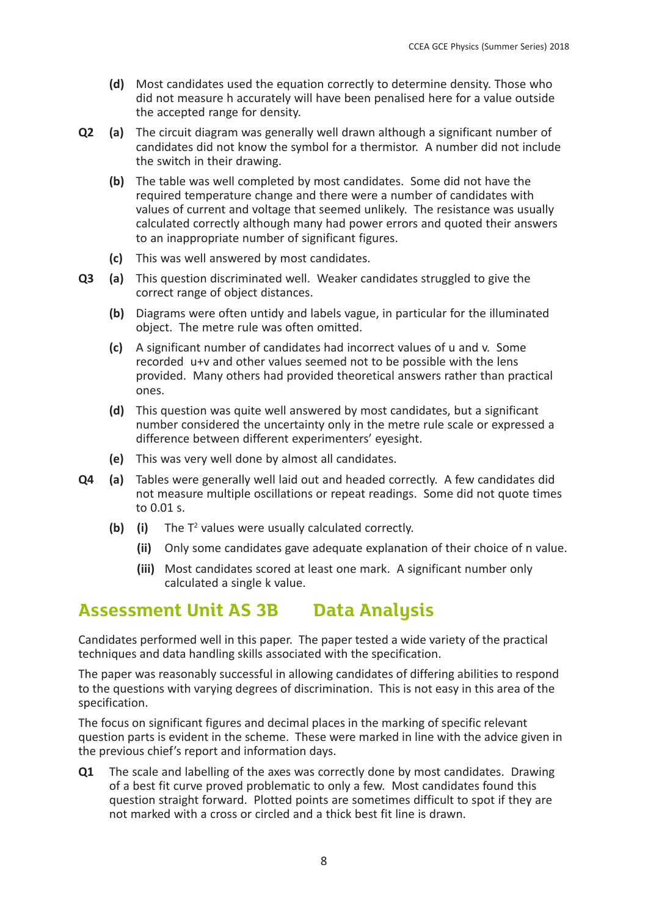**(d)** Most candidates used the equation correctly to determine density. Those who did not measure h accurately will have been penalised here for a value outside the accepted range for density.

**Q2** **(a)** The circuit diagram was generally well drawn although a significant number of candidates did not know the symbol for a thermistor. A number did not include the switch in their drawing.

**(b)** The table was well completed by most candidates. Some did not have the required temperature change and there were a number of candidates with values of current and voltage that seemed unlikely. The resistance was usually calculated correctly although many had power errors and quoted their answers to an inappropriate number of significant figures.

**(c)** This was well answered by most candidates.

**Q3** **(a)** This question discriminated well. Weaker candidates struggled to give the correct range of object distances.

**(b)** Diagrams were often untidy and labels vague, in particular for the illuminated object. The metre rule was often omitted.

**(c)** A significant number of candidates had incorrect values of u and v. Some recorded u+v and other values seemed not to be possible with the lens provided. Many others had provided theoretical answers rather than practical ones.

**(d)** This question was quite well answered by most candidates, but a significant number considered the uncertainty only in the metre rule scale or expressed a difference between different experimenters' eyesight.

**(e)** This was very well done by almost all candidates.

**Q4** **(a)** Tables were generally well laid out and headed correctly. A few candidates did not measure multiple oscillations or repeat readings. Some did not quote times to 0.01 s.

**(b)** **(i)** The $T^2$ values were usually calculated correctly.

**(ii)** Only some candidates gave adequate explanation of their choice of n value.

**(iii)** Most candidates scored at least one mark. A significant number only calculated a single k value.

## Assessment Unit AS 3B Data Analysis

Candidates performed well in this paper. The paper tested a wide variety of the practical techniques and data handling skills associated with the specification.

The paper was reasonably successful in allowing candidates of differing abilities to respond to the questions with varying degrees of discrimination. This is not easy in this area of the specification.

The focus on significant figures and decimal places in the marking of specific relevant question parts is evident in the scheme. These were marked in line with the advice given in the previous chief's report and information days.

**Q1** The scale and labelling of the axes was correctly done by most candidates. Drawing of a best fit curve proved problematic to only a few. Most candidates found this question straight forward. Plotted points are sometimes difficult to spot if they are not marked with a cross or circled and a thick best fit line is drawn.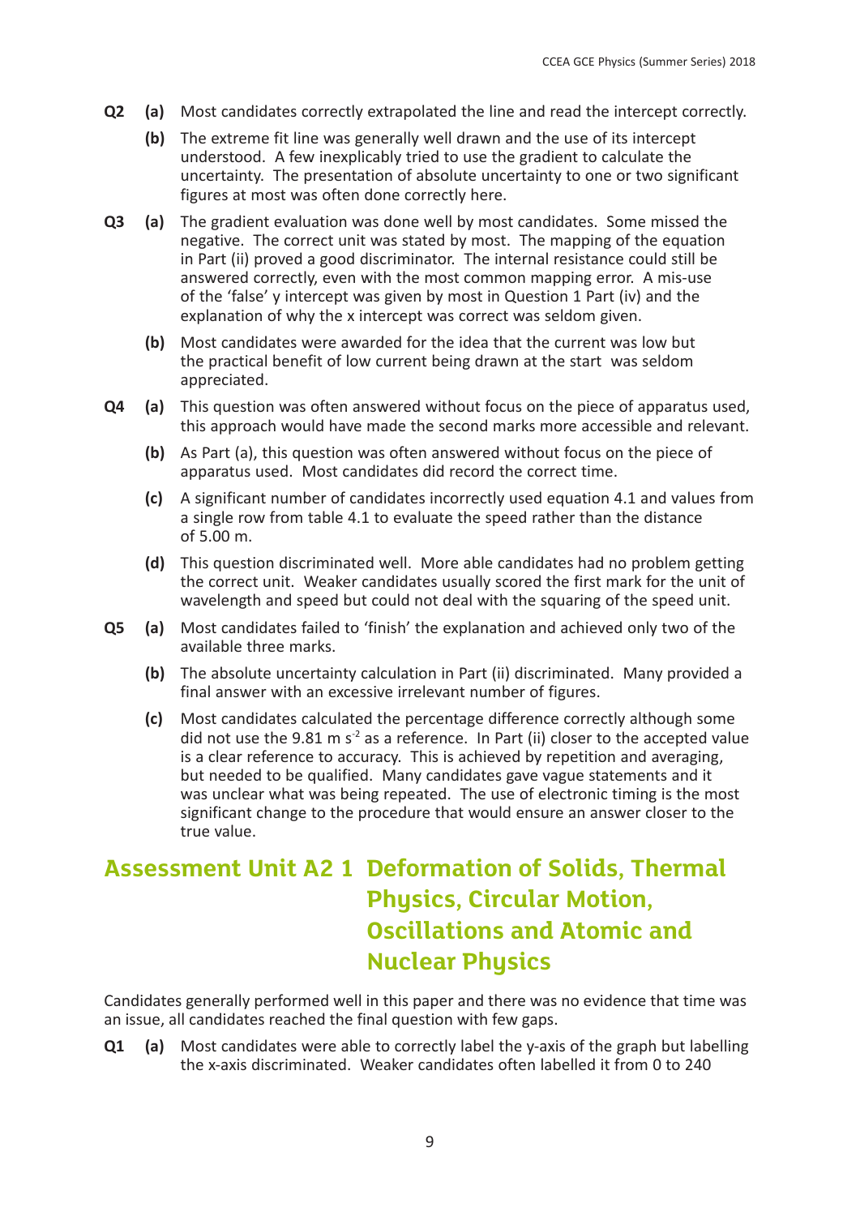**Q2** **(a)** Most candidates correctly extrapolated the line and read the intercept correctly.

**(b)** The extreme fit line was generally well drawn and the use of its intercept understood. A few inexplicably tried to use the gradient to calculate the uncertainty. The presentation of absolute uncertainty to one or two significant figures at most was often done correctly here.

**Q3** **(a)** The gradient evaluation was done well by most candidates. Some missed the negative. The correct unit was stated by most. The mapping of the equation in Part (ii) proved a good discriminator. The internal resistance could still be answered correctly, even with the most common mapping error. A mis-use of the 'false' y intercept was given by most in Question 1 Part (iv) and the explanation of why the x intercept was correct was seldom given.

**(b)** Most candidates were awarded for the idea that the current was low but the practical benefit of low current being drawn at the start was seldom appreciated.

**Q4** **(a)** This question was often answered without focus on the piece of apparatus used, this approach would have made the second marks more accessible and relevant.

**(b)** As Part (a), this question was often answered without focus on the piece of apparatus used. Most candidates did record the correct time.

**(c)** A significant number of candidates incorrectly used equation 4.1 and values from a single row from table 4.1 to evaluate the speed rather than the distance of 5.00 m.

**(d)** This question discriminated well. More able candidates had no problem getting the correct unit. Weaker candidates usually scored the first mark for the unit of wavelength and speed but could not deal with the squaring of the speed unit.

**Q5** **(a)** Most candidates failed to 'finish' the explanation and achieved only two of the available three marks.

**(b)** The absolute uncertainty calculation in Part (ii) discriminated. Many provided a final answer with an excessive irrelevant number of figures.

**(c)** Most candidates calculated the percentage difference correctly although some did not use the 9.81 m $s^{-2}$ as a reference. In Part (ii) closer to the accepted value is a clear reference to accuracy. This is achieved by repetition and averaging, but needed to be qualified. Many candidates gave vague statements and it was unclear what was being repeated. The use of electronic timing is the most significant change to the procedure that would ensure an answer closer to the true value.

## Assessment Unit A2 1 Deformation of Solids, Thermal Physics, Circular Motion, Oscillations and Atomic and Nuclear Physics

Candidates generally performed well in this paper and there was no evidence that time was an issue, all candidates reached the final question with few gaps.

**Q1** **(a)** Most candidates were able to correctly label the y-axis of the graph but labelling the x-axis discriminated. Weaker candidates often labelled it from 0 to 240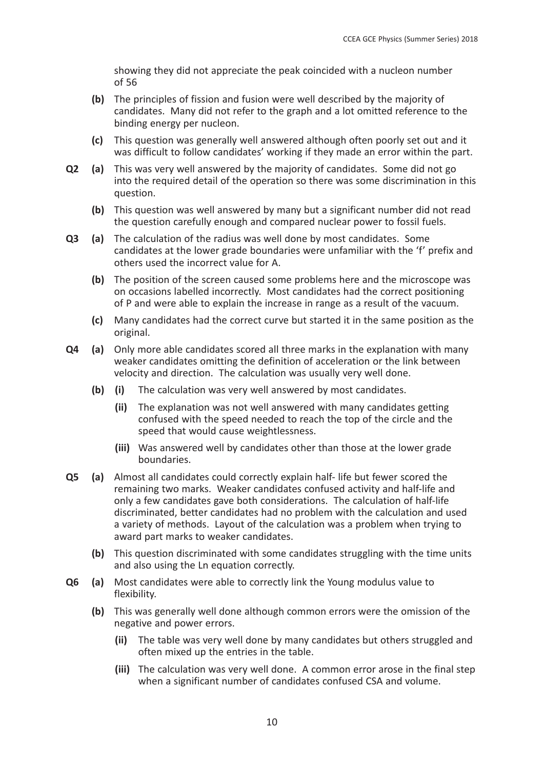showing they did not appreciate the peak coincided with a nucleon number of 56

**(b)** The principles of fission and fusion were well described by the majority of candidates. Many did not refer to the graph and a lot omitted reference to the binding energy per nucleon.

**(c)** This question was generally well answered although often poorly set out and it was difficult to follow candidates' working if they made an error within the part.

**Q2 (a)** This was very well answered by the majority of candidates. Some did not go into the required detail of the operation so there was some discrimination in this question.

**(b)** This question was well answered by many but a significant number did not read the question carefully enough and compared nuclear power to fossil fuels.

**Q3 (a)** The calculation of the radius was well done by most candidates. Some candidates at the lower grade boundaries were unfamiliar with the 'f' prefix and others used the incorrect value for A.

**(b)** The position of the screen caused some problems here and the microscope was on occasions labelled incorrectly. Most candidates had the correct positioning of P and were able to explain the increase in range as a result of the vacuum.

**(c)** Many candidates had the correct curve but started it in the same position as the original.

**Q4 (a)** Only more able candidates scored all three marks in the explanation with many weaker candidates omitting the definition of acceleration or the link between velocity and direction. The calculation was usually very well done.

**(b) (i)** The calculation was very well answered by most candidates.

**(ii)** The explanation was not well answered with many candidates getting confused with the speed needed to reach the top of the circle and the speed that would cause weightlessness.

**(iii)** Was answered well by candidates other than those at the lower grade boundaries.

**Q5 (a)** Almost all candidates could correctly explain half- life but fewer scored the remaining two marks. Weaker candidates confused activity and half-life and only a few candidates gave both considerations. The calculation of half-life discriminated, better candidates had no problem with the calculation and used a variety of methods. Layout of the calculation was a problem when trying to award part marks to weaker candidates.

**(b)** This question discriminated with some candidates struggling with the time units and also using the Ln equation correctly.

**Q6 (a)** Most candidates were able to correctly link the Young modulus value to flexibility.

**(b)** This was generally well done although common errors were the omission of the negative and power errors.

**(ii)** The table was very well done by many candidates but others struggled and often mixed up the entries in the table.

**(iii)** The calculation was very well done. A common error arose in the final step when a significant number of candidates confused CSA and volume.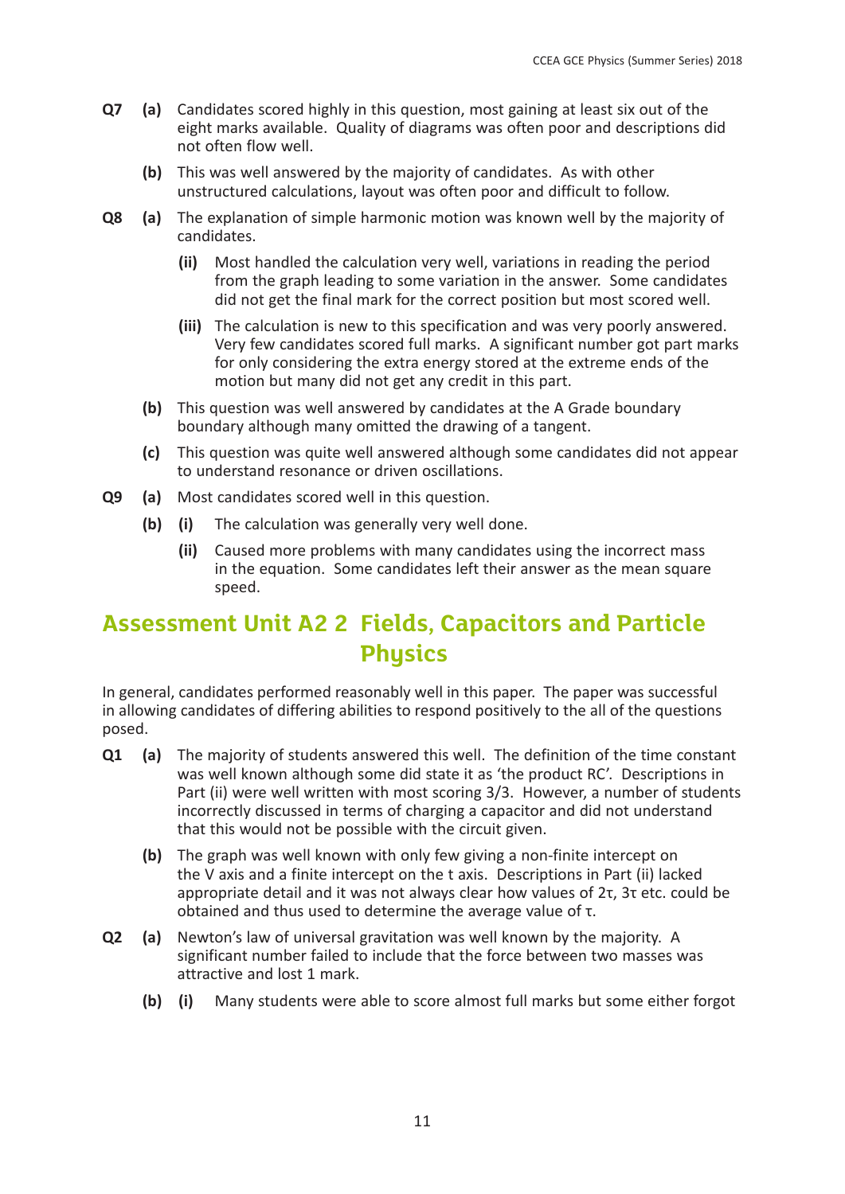**Q7 (a)** Candidates scored highly in this question, most gaining at least six out of the eight marks available. Quality of diagrams was often poor and descriptions did not often flow well.

**(b)** This was well answered by the majority of candidates. As with other unstructured calculations, layout was often poor and difficult to follow.

**Q8 (a)** The explanation of simple harmonic motion was known well by the majority of candidates.

**(ii)** Most handled the calculation very well, variations in reading the period from the graph leading to some variation in the answer. Some candidates did not get the final mark for the correct position but most scored well.

**(iii)** The calculation is new to this specification and was very poorly answered. Very few candidates scored full marks. A significant number got part marks for only considering the extra energy stored at the extreme ends of the motion but many did not get any credit in this part.

**(b)** This question was well answered by candidates at the A Grade boundary boundary although many omitted the drawing of a tangent.

**(c)** This question was quite well answered although some candidates did not appear to understand resonance or driven oscillations.

**Q9 (a)** Most candidates scored well in this question.

**(b) (i)** The calculation was generally very well done.

**(ii)** Caused more problems with many candidates using the incorrect mass in the equation. Some candidates left their answer as the mean square speed.

## Assessment Unit A2 2 Fields, Capacitors and Particle Physics

In general, candidates performed reasonably well in this paper. The paper was successful in allowing candidates of differing abilities to respond positively to the all of the questions posed.

**Q1 (a)** The majority of students answered this well. The definition of the time constant was well known although some did state it as 'the product RC'. Descriptions in Part (ii) were well written with most scoring 3/3. However, a number of students incorrectly discussed in terms of charging a capacitor and did not understand that this would not be possible with the circuit given.

**(b)** The graph was well known with only few giving a non-finite intercept on the V axis and a finite intercept on the t axis. Descriptions in Part (ii) lacked appropriate detail and it was not always clear how values of $2\tau$, $3\tau$ etc. could be obtained and thus used to determine the average value of $\tau$.

**Q2 (a)** Newton's law of universal gravitation was well known by the majority. A significant number failed to include that the force between two masses was attractive and lost 1 mark.

**(b) (i)** Many students were able to score almost full marks but some either forgot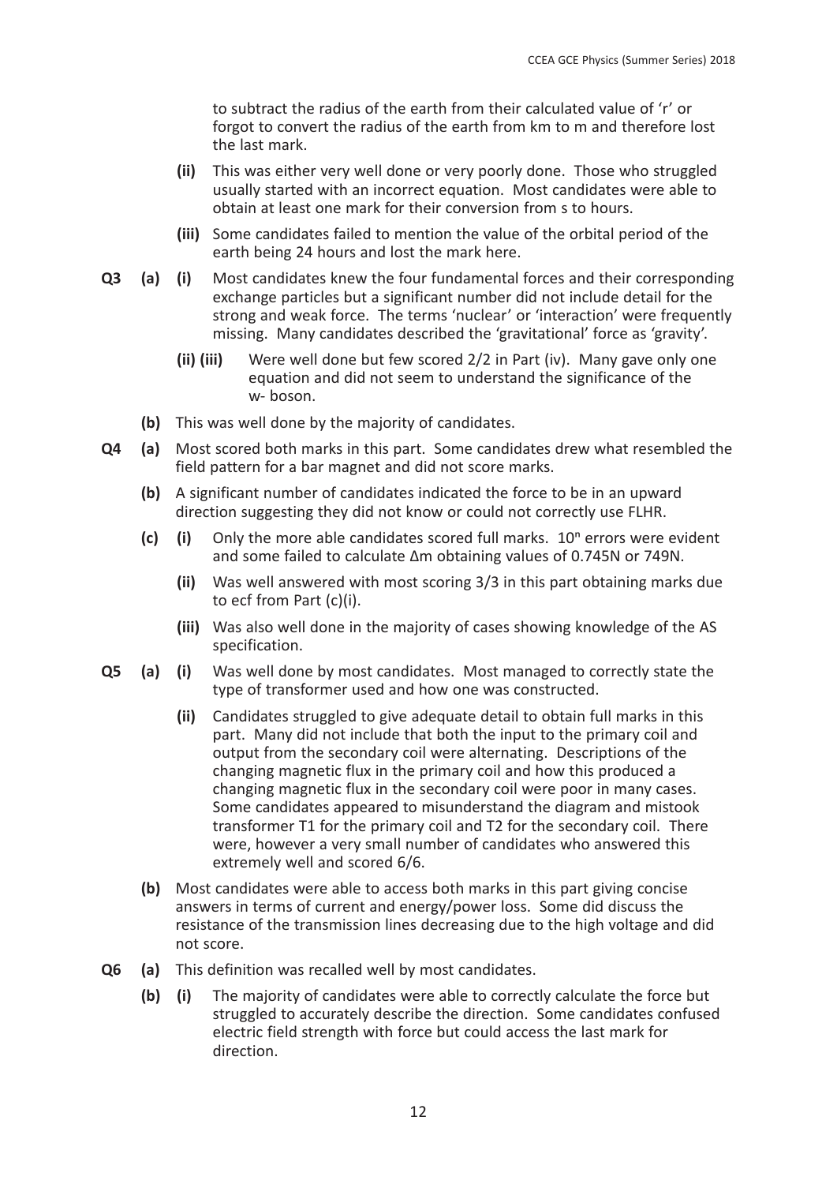to subtract the radius of the earth from their calculated value of 'r' or forgot to convert the radius of the earth from km to m and therefore lost the last mark.

- **(ii)** This was either very well done or very poorly done. Those who struggled usually started with an incorrect equation. Most candidates were able to obtain at least one mark for their conversion from s to hours.
- **(iii)** Some candidates failed to mention the value of the orbital period of the earth being 24 hours and lost the mark here.

**Q3 (a) (i)** Most candidates knew the four fundamental forces and their corresponding exchange particles but a significant number did not include detail for the strong and weak force. The terms 'nuclear' or 'interaction' were frequently missing. Many candidates described the 'gravitational' force as 'gravity'.

- **(ii) (iii)** Were well done but few scored 2/2 in Part (iv). Many gave only one equation and did not seem to understand the significance of the w- boson.

**(b)** This was well done by the majority of candidates.

**Q4 (a)** Most scored both marks in this part. Some candidates drew what resembled the field pattern for a bar magnet and did not score marks.

**(b)** A significant number of candidates indicated the force to be in an upward direction suggesting they did not know or could not correctly use FLHR.

**(c) (i)** Only the more able candidates scored full marks. $10^n$ errors were evident and some failed to calculate Δm obtaining values of 0.745N or 749N.

- **(ii)** Was well answered with most scoring 3/3 in this part obtaining marks due to ecf from Part (c)(i).
- **(iii)** Was also well done in the majority of cases showing knowledge of the AS specification.

**Q5 (a) (i)** Was well done by most candidates. Most managed to correctly state the type of transformer used and how one was constructed.

- **(ii)** Candidates struggled to give adequate detail to obtain full marks in this part. Many did not include that both the input to the primary coil and output from the secondary coil were alternating. Descriptions of the changing magnetic flux in the primary coil and how this produced a changing magnetic flux in the secondary coil were poor in many cases. Some candidates appeared to misunderstand the diagram and mistook transformer T1 for the primary coil and T2 for the secondary coil. There were, however a very small number of candidates who answered this extremely well and scored 6/6.

**(b)** Most candidates were able to access both marks in this part giving concise answers in terms of current and energy/power loss. Some did discuss the resistance of the transmission lines decreasing due to the high voltage and did not score.

**Q6 (a)** This definition was recalled well by most candidates.

**(b) (i)** The majority of candidates were able to correctly calculate the force but struggled to accurately describe the direction. Some candidates confused electric field strength with force but could access the last mark for direction.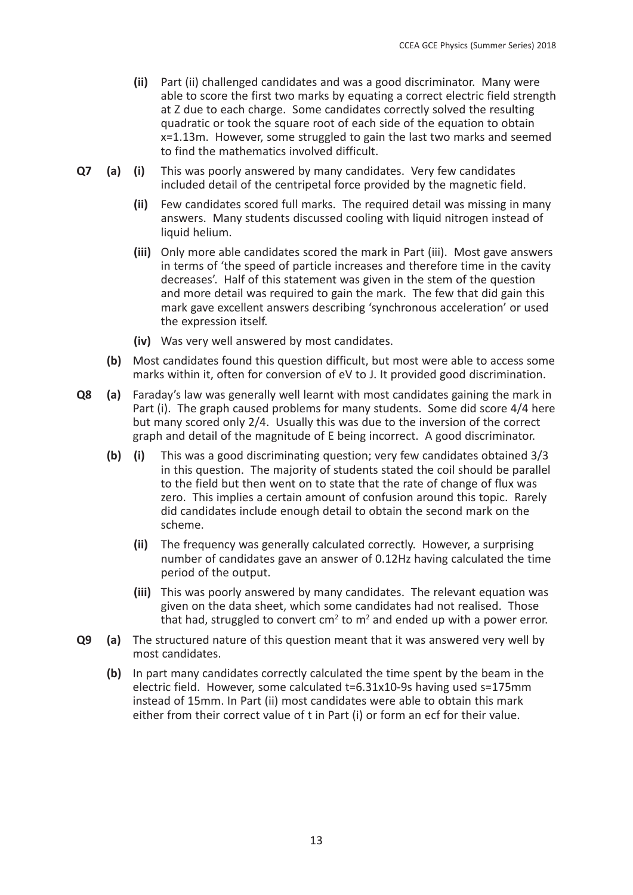**(ii)** Part (ii) challenged candidates and was a good discriminator. Many were able to score the first two marks by equating a correct electric field strength at Z due to each charge. Some candidates correctly solved the resulting quadratic or took the square root of each side of the equation to obtain x=1.13m. However, some struggled to gain the last two marks and seemed to find the mathematics involved difficult.

**Q7 (a) (i)** This was poorly answered by many candidates. Very few candidates included detail of the centripetal force provided by the magnetic field.

**(ii)** Few candidates scored full marks. The required detail was missing in many answers. Many students discussed cooling with liquid nitrogen instead of liquid helium.

**(iii)** Only more able candidates scored the mark in Part (iii). Most gave answers in terms of 'the speed of particle increases and therefore time in the cavity decreases'. Half of this statement was given in the stem of the question and more detail was required to gain the mark. The few that did gain this mark gave excellent answers describing 'synchronous acceleration' or used the expression itself.

**(iv)** Was very well answered by most candidates.

**(b)** Most candidates found this question difficult, but most were able to access some marks within it, often for conversion of eV to J. It provided good discrimination.

**Q8 (a)** Faraday's law was generally well learnt with most candidates gaining the mark in Part (i). The graph caused problems for many students. Some did score 4/4 here but many scored only 2/4. Usually this was due to the inversion of the correct graph and detail of the magnitude of E being incorrect. A good discriminator.

**(b) (i)** This was a good discriminating question; very few candidates obtained 3/3 in this question. The majority of students stated the coil should be parallel to the field but then went on to state that the rate of change of flux was zero. This implies a certain amount of confusion around this topic. Rarely did candidates include enough detail to obtain the second mark on the scheme.

**(ii)** The frequency was generally calculated correctly. However, a surprising number of candidates gave an answer of 0.12Hz having calculated the time period of the output.

**(iii)** This was poorly answered by many candidates. The relevant equation was given on the data sheet, which some candidates had not realised. Those that had, struggled to convert $cm^2$ to $m^2$ and ended up with a power error.

**Q9 (a)** The structured nature of this question meant that it was answered very well by most candidates.

**(b)** In part many candidates correctly calculated the time spent by the beam in the electric field. However, some calculated t=6.31x10-9s having used s=175mm instead of 15mm. In Part (ii) most candidates were able to obtain this mark either from their correct value of t in Part (i) or form an ecf for their value.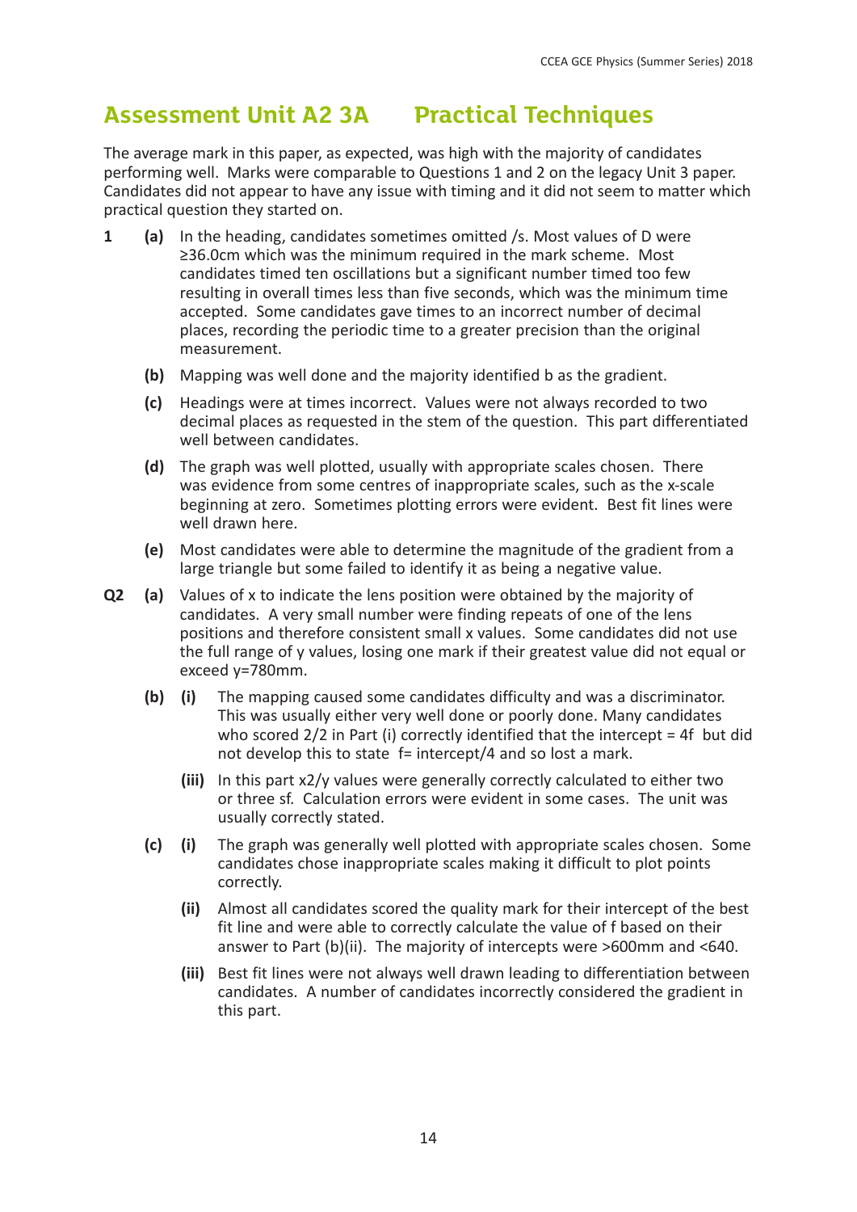## Assessment Unit A2 3A Practical Techniques

The average mark in this paper, as expected, was high with the majority of candidates performing well. Marks were comparable to Questions 1 and 2 on the legacy Unit 3 paper. Candidates did not appear to have any issue with timing and it did not seem to matter which practical question they started on.

**1** **(a)** In the heading, candidates sometimes omitted /s. Most values of D were ≥36.0cm which was the minimum required in the mark scheme. Most candidates timed ten oscillations but a significant number timed too few resulting in overall times less than five seconds, which was the minimum time accepted. Some candidates gave times to an incorrect number of decimal places, recording the periodic time to a greater precision than the original measurement.

**(b)** Mapping was well done and the majority identified b as the gradient.

**(c)** Headings were at times incorrect. Values were not always recorded to two decimal places as requested in the stem of the question. This part differentiated well between candidates.

**(d)** The graph was well plotted, usually with appropriate scales chosen. There was evidence from some centres of inappropriate scales, such as the x-scale beginning at zero. Sometimes plotting errors were evident. Best fit lines were well drawn here.

**(e)** Most candidates were able to determine the magnitude of the gradient from a large triangle but some failed to identify it as being a negative value.

**Q2** **(a)** Values of x to indicate the lens position were obtained by the majority of candidates. A very small number were finding repeats of one of the lens positions and therefore consistent small x values. Some candidates did not use the full range of y values, losing one mark if their greatest value did not equal or exceed y=780mm.

**(b)** **(i)** The mapping caused some candidates difficulty and was a discriminator. This was usually either very well done or poorly done. Many candidates who scored 2/2 in Part (i) correctly identified that the intercept = 4f but did not develop this to state f= intercept/4 and so lost a mark.

**(iii)** In this part x2/y values were generally correctly calculated to either two or three sf. Calculation errors were evident in some cases. The unit was usually correctly stated.

**(c)** **(i)** The graph was generally well plotted with appropriate scales chosen. Some candidates chose inappropriate scales making it difficult to plot points correctly.

**(ii)** Almost all candidates scored the quality mark for their intercept of the best fit line and were able to correctly calculate the value of f based on their answer to Part (b)(ii). The majority of intercepts were >600mm and <640.

**(iii)** Best fit lines were not always well drawn leading to differentiation between candidates. A number of candidates incorrectly considered the gradient in this part.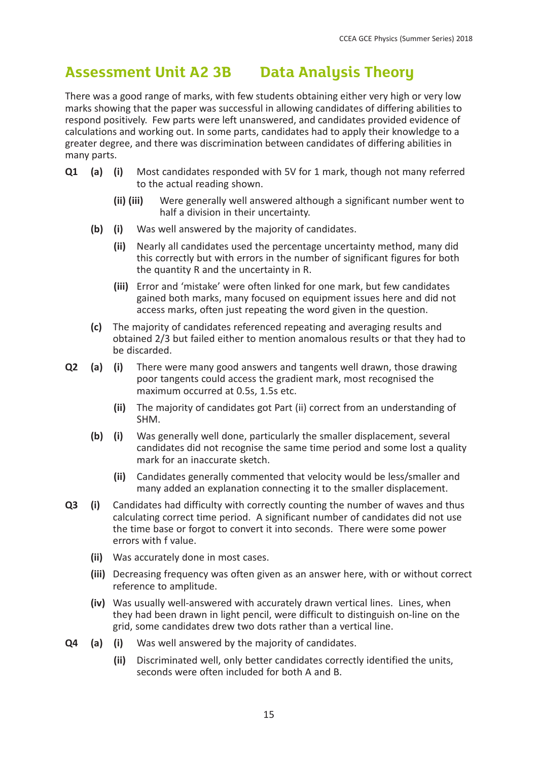## Assessment Unit A2 3B Data Analysis Theory

There was a good range of marks, with few students obtaining either very high or very low marks showing that the paper was successful in allowing candidates of differing abilities to respond positively. Few parts were left unanswered, and candidates provided evidence of calculations and working out. In some parts, candidates had to apply their knowledge to a greater degree, and there was discrimination between candidates of differing abilities in many parts.

**Q1 (a) (i)** Most candidates responded with 5V for 1 mark, though not many referred to the actual reading shown.

**(ii) (iii)** Were generally well answered although a significant number went to half a division in their uncertainty.

**(b) (i)** Was well answered by the majority of candidates.

**(ii)** Nearly all candidates used the percentage uncertainty method, many did this correctly but with errors in the number of significant figures for both the quantity R and the uncertainty in R.

**(iii)** Error and 'mistake' were often linked for one mark, but few candidates gained both marks, many focused on equipment issues here and did not access marks, often just repeating the word given in the question.

**(c)** The majority of candidates referenced repeating and averaging results and obtained 2/3 but failed either to mention anomalous results or that they had to be discarded.

**Q2 (a) (i)** There were many good answers and tangents well drawn, those drawing poor tangents could access the gradient mark, most recognised the maximum occurred at 0.5s, 1.5s etc.

**(ii)** The majority of candidates got Part (ii) correct from an understanding of SHM.

**(b) (i)** Was generally well done, particularly the smaller displacement, several candidates did not recognise the same time period and some lost a quality mark for an inaccurate sketch.

**(ii)** Candidates generally commented that velocity would be less/smaller and many added an explanation connecting it to the smaller displacement.

**Q3 (i)** Candidates had difficulty with correctly counting the number of waves and thus calculating correct time period. A significant number of candidates did not use the time base or forgot to convert it into seconds. There were some power errors with f value.

**(ii)** Was accurately done in most cases.

**(iii)** Decreasing frequency was often given as an answer here, with or without correct reference to amplitude.

**(iv)** Was usually well-answered with accurately drawn vertical lines. Lines, when they had been drawn in light pencil, were difficult to distinguish on-line on the grid, some candidates drew two dots rather than a vertical line.

**Q4 (a) (i)** Was well answered by the majority of candidates.

**(ii)** Discriminated well, only better candidates correctly identified the units, seconds were often included for both A and B.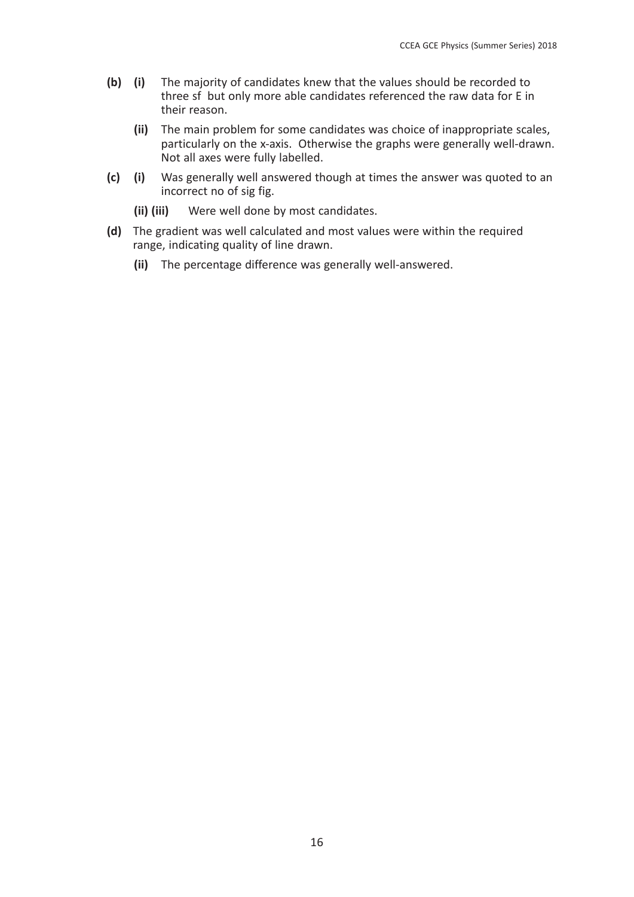**(b)** **(i)** The majority of candidates knew that the values should be recorded to three sf but only more able candidates referenced the raw data for E in their reason.

**(ii)** The main problem for some candidates was choice of inappropriate scales, particularly on the x-axis. Otherwise the graphs were generally well-drawn. Not all axes were fully labelled.

**(c)** **(i)** Was generally well answered though at times the answer was quoted to an incorrect no of sig fig.

**(ii) (iii)** Were well done by most candidates.

**(d)** The gradient was well calculated and most values were within the required range, indicating quality of line drawn.

**(ii)** The percentage difference was generally well-answered.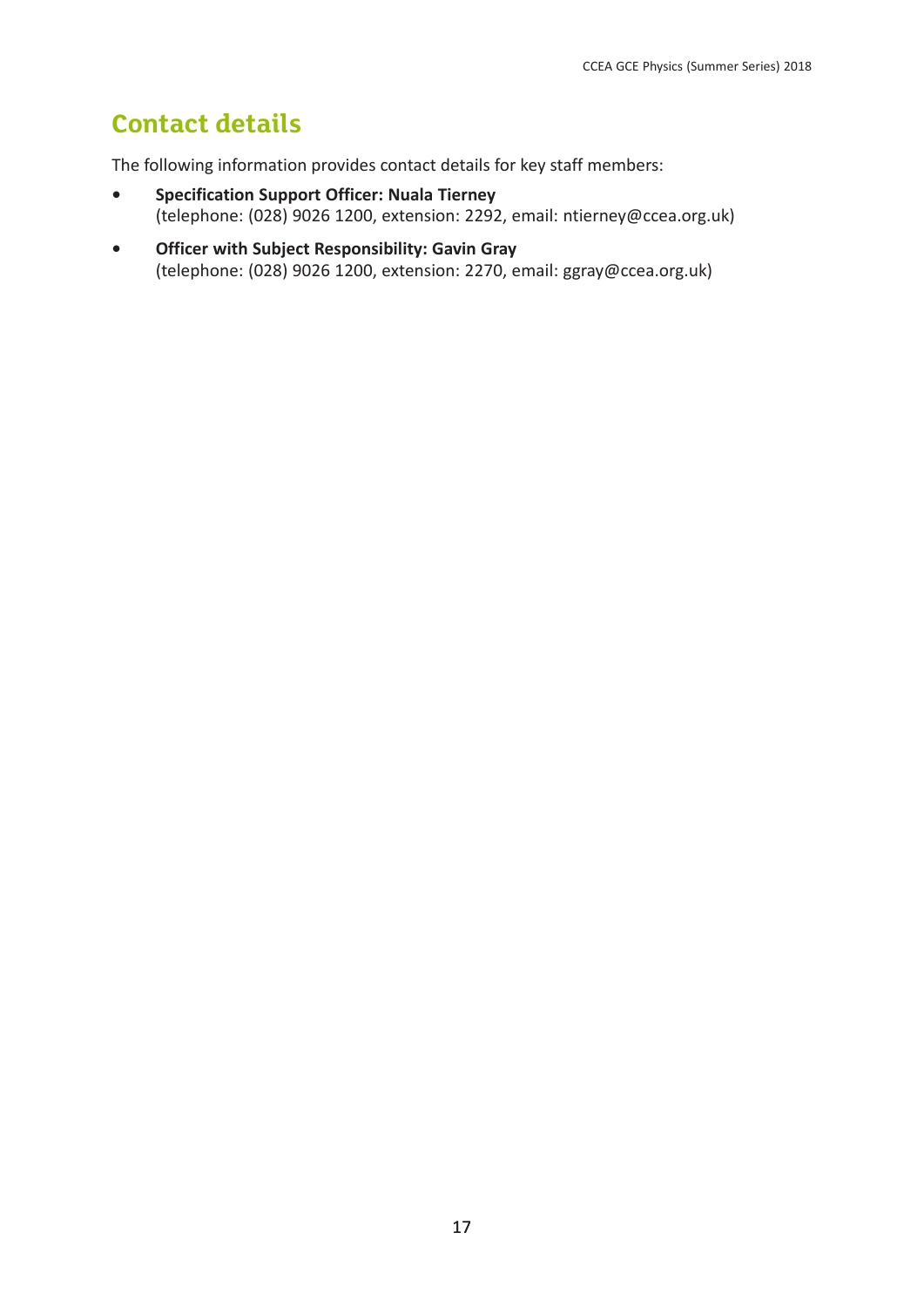# Contact details

The following information provides contact details for key staff members:

- **Specification Support Officer: Nuala Tierney**
  (telephone: (028) 9026 1200, extension: 2292, email: ntierney@ccea.org.uk)
- **Officer with Subject Responsibility: Gavin Gray**
  (telephone: (028) 9026 1200, extension: 2270, email: ggray@ccea.org.uk)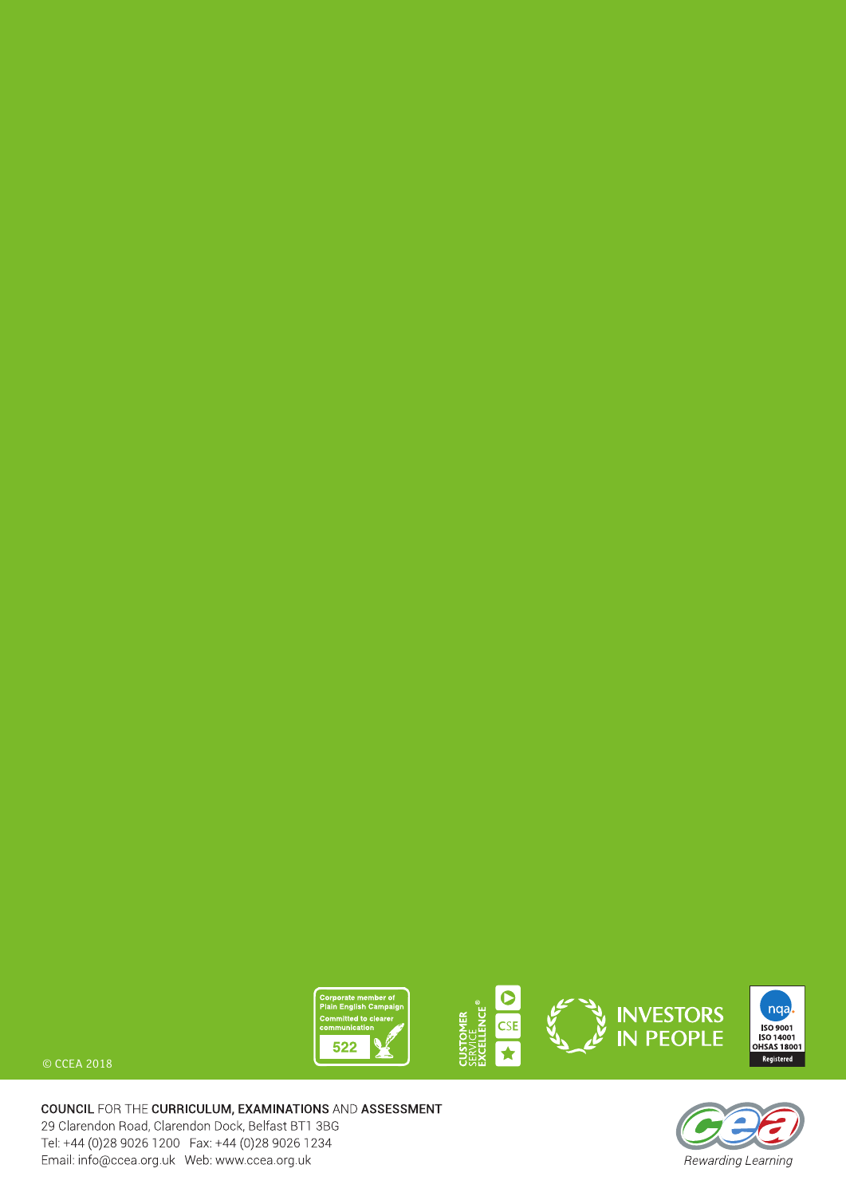Corporate member of Plain English Campaign
Committed to clearer communication
522

CUSTOMER SERVICE EXCELLENCE®

CSE

INVESTORS IN PEOPLE

nqa.
ISO 9001
ISO 14001
OHSAS 18001
Registered

© CCEA 2018

**COUNCIL** FOR THE **CURRICULUM, EXAMINATIONS** AND **ASSESSMENT**
29 Clarendon Road, Clarendon Dock, Belfast BT1 3BG
Tel: +44 (0)28 9026 1200 Fax: +44 (0)28 9026 1234
Email: info@ccea.org.uk Web: www.ccea.org.uk

cea

*Rewarding Learning*